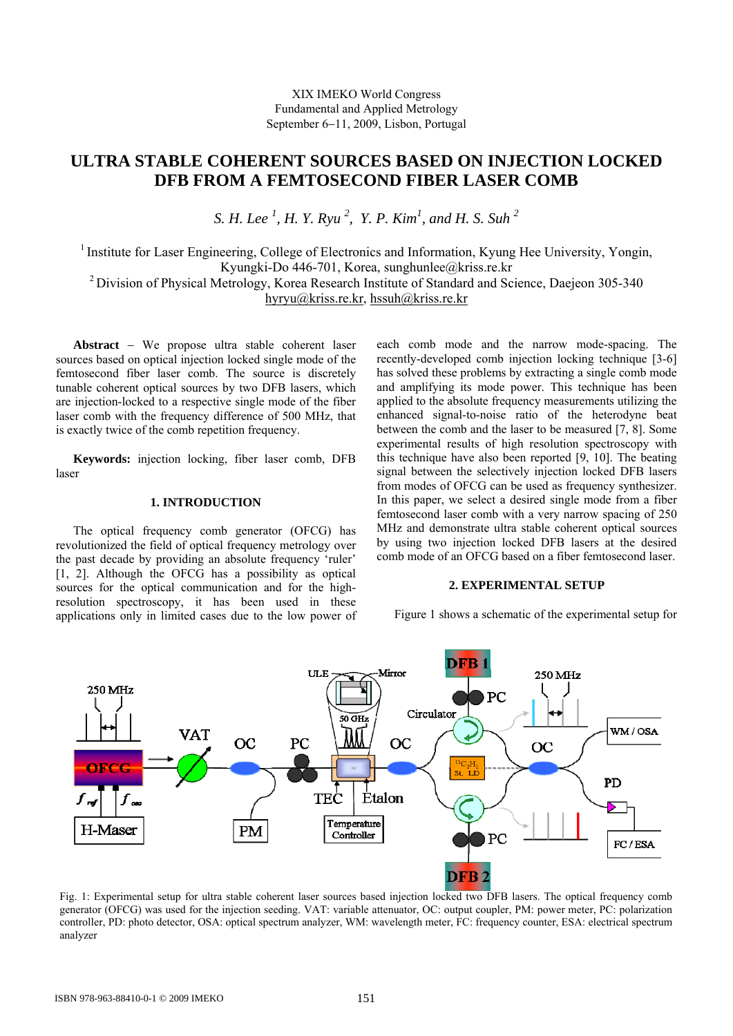XIX IMEKO World Congress
Fundamental and Applied Metrology
September 6−11, 2009, Lisbon, Portugal

# ULTRA STABLE COHERENT SOURCES BASED ON INJECTION LOCKED DFB FROM A FEMTOSECOND FIBER LASER COMB

*S. H. Lee [1], H. Y. Ryu [2], Y. P. Kim[1], and H. S. Suh [2]*

[1] Institute for Laser Engineering, College of Electronics and Information, Kyung Hee University, Yongin, Kyungki-Do 446-701, Korea, sunghunlee@kriss.re.kr
[2] Division of Physical Metrology, Korea Research Institute of Standard and Science, Daejeon 305-340
hyryu@kriss.re.kr, hssuh@kriss.re.kr

**Abstract** − We propose ultra stable coherent laser sources based on optical injection locked single mode of the femtosecond fiber laser comb. The source is discretely tunable coherent optical sources by two DFB lasers, which are injection-locked to a respective single mode of the fiber laser comb with the frequency difference of 500 MHz, that is exactly twice of the comb repetition frequency.

**Keywords:** injection locking, fiber laser comb, DFB laser

## 1. INTRODUCTION

The optical frequency comb generator (OFCG) has revolutionized the field of optical frequency metrology over the past decade by providing an absolute frequency 'ruler' [1, 2]. Although the OFCG has a possibility as optical sources for the optical communication and for the high-resolution spectroscopy, it has been used in these applications only in limited cases due to the low power of each comb mode and the narrow mode-spacing. The recently-developed comb injection locking technique [3-6] has solved these problems by extracting a single comb mode and amplifying its mode power. This technique has been applied to the absolute frequency measurements utilizing the enhanced signal-to-noise ratio of the heterodyne beat between the comb and the laser to be measured [7, 8]. Some experimental results of high resolution spectroscopy with this technique have also been reported [9, 10]. The beating signal between the selectively injection locked DFB lasers from modes of OFCG can be used as frequency synthesizer. In this paper, we select a desired single mode from a fiber femtosecond laser comb with a very narrow spacing of 250 MHz and demonstrate ultra stable coherent optical sources by using two injection locked DFB lasers at the desired comb mode of an OFCG based on a fiber femtosecond laser.

## 2. EXPERIMENTAL SETUP

Figure 1 shows a schematic of the experimental setup for

Fig. 1: Experimental setup for ultra stable coherent laser sources based injection locked two DFB lasers. The optical frequency comb generator (OFCG) was used for the injection seeding. VAT: variable attenuator, OC: output coupler, PM: power meter, PC: polarization controller, PD: photo detector, OSA: optical spectrum analyzer, WM: wavelength meter, FC: frequency counter, ESA: electrical spectrum analyzer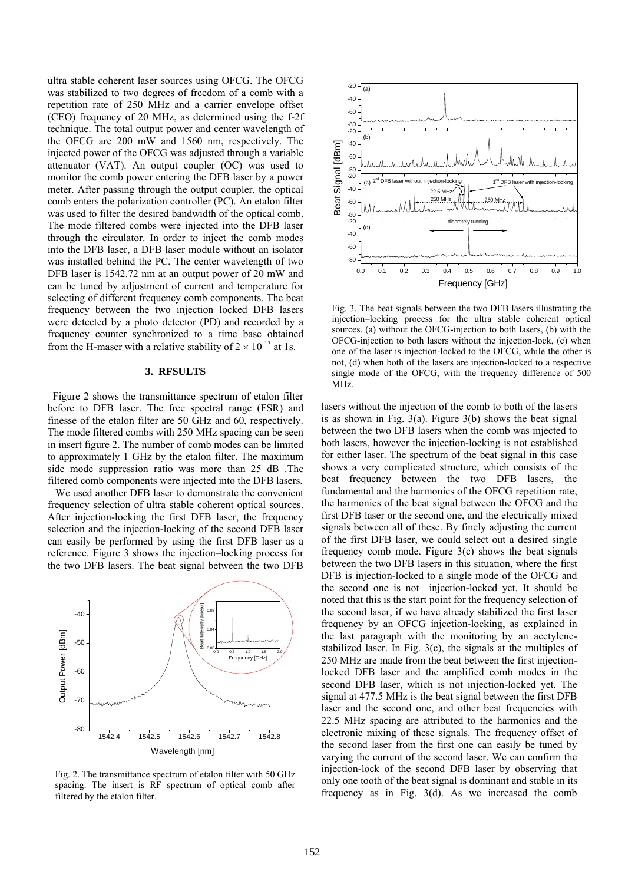ultra stable coherent laser sources using OFCG. The OFCG was stabilized to two degrees of freedom of a comb with a repetition rate of 250 MHz and a carrier envelope offset (CEO) frequency of 20 MHz, as determined using the f-2f technique. The total output power and center wavelength of the OFCG are 200 mW and 1560 nm, respectively. The injected power of the OFCG was adjusted through a variable attenuator (VAT). An output coupler (OC) was used to monitor the comb power entering the DFB laser by a power meter. After passing through the output coupler, the optical comb enters the polarization controller (PC). An etalon filter was used to filter the desired bandwidth of the optical comb. The mode filtered combs were injected into the DFB laser through the circulator. In order to inject the comb modes into the DFB laser, a DFB laser module without an isolator was installed behind the PC. The center wavelength of two DFB laser is 1542.72 nm at an output power of 20 mW and can be tuned by adjustment of current and temperature for selecting of different frequency comb components. The beat frequency between the two injection locked DFB lasers were detected by a photo detector (PD) and recorded by a frequency counter synchronized to a time base obtained from the H-maser with a relative stability of $2 \times 10^{-13}$ at 1s.

## 3. RFSULTS

Figure 2 shows the transmittance spectrum of etalon filter before to DFB laser. The free spectral range (FSR) and finesse of the etalon filter are 50 GHz and 60, respectively. The mode filtered combs with 250 MHz spacing can be seen in insert figure 2. The number of comb modes can be limited to approximately 1 GHz by the etalon filter. The maximum side mode suppression ratio was more than 25 dB .The filtered comb components were injected into the DFB lasers.

We used another DFB laser to demonstrate the convenient frequency selection of ultra stable coherent optical sources. After injection-locking the first DFB laser, the frequency selection and the injection-locking of the second DFB laser can easily be performed by using the first DFB laser as a reference. Figure 3 shows the injection–locking process for the two DFB lasers. The beat signal between the two DFB lasers without the injection of the comb to both of the lasers is as shown in Fig. 3(a). Figure 3(b) shows the beat signal between the two DFB lasers when the comb was injected to both lasers, however the injection-locking is not established for either laser. The spectrum of the beat signal in this case shows a very complicated structure, which consists of the beat frequency between the two DFB lasers, the fundamental and the harmonics of the OFCG repetition rate, the harmonics of the beat signal between the OFCG and the first DFB laser or the second one, and the electrically mixed signals between all of these. By finely adjusting the current of the first DFB laser, we could select out a desired single frequency comb mode. Figure 3(c) shows the beat signals between the two DFB lasers in this situation, where the first DFB is injection-locked to a single mode of the OFCG and the second one is not injection-locked yet. It should be noted that this is the start point for the frequency selection of the second laser, if we have already stabilized the first laser frequency by an OFCG injection-locking, as explained in the last paragraph with the monitoring by an acetylene-stabilized laser. In Fig. 3(c), the signals at the multiples of 250 MHz are made from the beat between the first injection-locked DFB laser and the amplified comb modes in the second DFB laser, which is not injection-locked yet. The signal at 477.5 MHz is the beat signal between the first DFB laser and the second one, and other beat frequencies with 22.5 MHz spacing are attributed to the harmonics and the electronic mixing of these signals. The frequency offset of the second laser from the first one can easily be tuned by varying the current of the second laser. We can confirm the injection-lock of the second DFB laser by observing that only one tooth of the beat signal is dominant and stable in its frequency as in Fig. 3(d). As we increased the comb

Fig. 2. The transmittance spectrum of etalon filter with 50 GHz spacing. The insert is RF spectrum of optical comb after filtered by the etalon filter.

Fig. 3. The beat signals between the two DFB lasers illustrating the injection–locking process for the ultra stable coherent optical sources. (a) without the OFCG-injection to both lasers, (b) with the OFCG-injection to both lasers without the injection-lock, (c) when one of the laser is injection-locked to the OFCG, while the other is not, (d) when both of the lasers are injection-locked to a respective single mode of the OFCG, with the frequency difference of 500 MHz.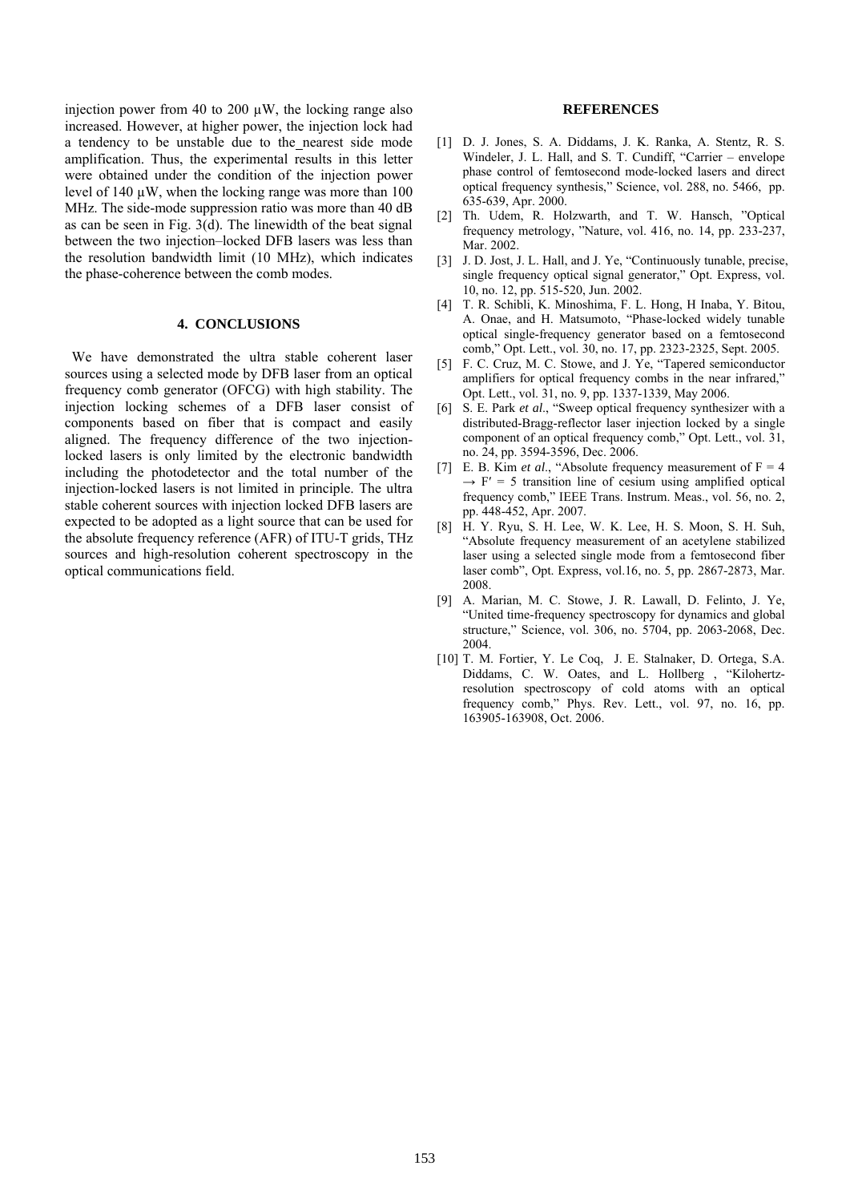injection power from 40 to 200 μW, the locking range also increased. However, at higher power, the injection lock had a tendency to be unstable due to the nearest side mode amplification. Thus, the experimental results in this letter were obtained under the condition of the injection power level of 140 μW, when the locking range was more than 100 MHz. The side-mode suppression ratio was more than 40 dB as can be seen in Fig. 3(d). The linewidth of the beat signal between the two injection–locked DFB lasers was less than the resolution bandwidth limit (10 MHz), which indicates the phase-coherence between the comb modes.

## 4. CONCLUSIONS

We have demonstrated the ultra stable coherent laser sources using a selected mode by DFB laser from an optical frequency comb generator (OFCG) with high stability. The injection locking schemes of a DFB laser consist of components based on fiber that is compact and easily aligned. The frequency difference of the two injection-locked lasers is only limited by the electronic bandwidth including the photodetector and the total number of the injection-locked lasers is not limited in principle. The ultra stable coherent sources with injection locked DFB lasers are expected to be adopted as a light source that can be used for the absolute frequency reference (AFR) of ITU-T grids, THz sources and high-resolution coherent spectroscopy in the optical communications field.

## REFERENCES

[1] D. J. Jones, S. A. Diddams, J. K. Ranka, A. Stentz, R. S. Windeler, J. L. Hall, and S. T. Cundiff, "Carrier – envelope phase control of femtosecond mode-locked lasers and direct optical frequency synthesis," Science, vol. 288, no. 5466, pp. 635-639, Apr. 2000.

[2] Th. Udem, R. Holzwarth, and T. W. Hansch, "Optical frequency metrology, "Nature, vol. 416, no. 14, pp. 233-237, Mar. 2002.

[3] J. D. Jost, J. L. Hall, and J. Ye, "Continuously tunable, precise, single frequency optical signal generator," Opt. Express, vol. 10, no. 12, pp. 515-520, Jun. 2002.

[4] T. R. Schibli, K. Minoshima, F. L. Hong, H Inaba, Y. Bitou, A. Onae, and H. Matsumoto, "Phase-locked widely tunable optical single-frequency generator based on a femtosecond comb," Opt. Lett., vol. 30, no. 17, pp. 2323-2325, Sept. 2005.

[5] F. C. Cruz, M. C. Stowe, and J. Ye, "Tapered semiconductor amplifiers for optical frequency combs in the near infrared," Opt. Lett., vol. 31, no. 9, pp. 1337-1339, May 2006.

[6] S. E. Park *et al*., "Sweep optical frequency synthesizer with a distributed-Bragg-reflector laser injection locked by a single component of an optical frequency comb," Opt. Lett., vol. 31, no. 24, pp. 3594-3596, Dec. 2006.

[7] E. B. Kim *et al*., "Absolute frequency measurement of $F = 4 \rightarrow F' = 5$ transition line of cesium using amplified optical frequency comb," IEEE Trans. Instrum. Meas., vol. 56, no. 2, pp. 448-452, Apr. 2007.

[8] H. Y. Ryu, S. H. Lee, W. K. Lee, H. S. Moon, S. H. Suh, "Absolute frequency measurement of an acetylene stabilized laser using a selected single mode from a femtosecond fiber laser comb", Opt. Express, vol.16, no. 5, pp. 2867-2873, Mar. 2008.

[9] A. Marian, M. C. Stowe, J. R. Lawall, D. Felinto, J. Ye, "United time-frequency spectroscopy for dynamics and global structure," Science, vol. 306, no. 5704, pp. 2063-2068, Dec. 2004.

[10] T. M. Fortier, Y. Le Coq, J. E. Stalnaker, D. Ortega, S.A. Diddams, C. W. Oates, and L. Hollberg , "Kilohertz-resolution spectroscopy of cold atoms with an optical frequency comb," Phys. Rev. Lett., vol. 97, no. 16, pp. 163905-163908, Oct. 2006.